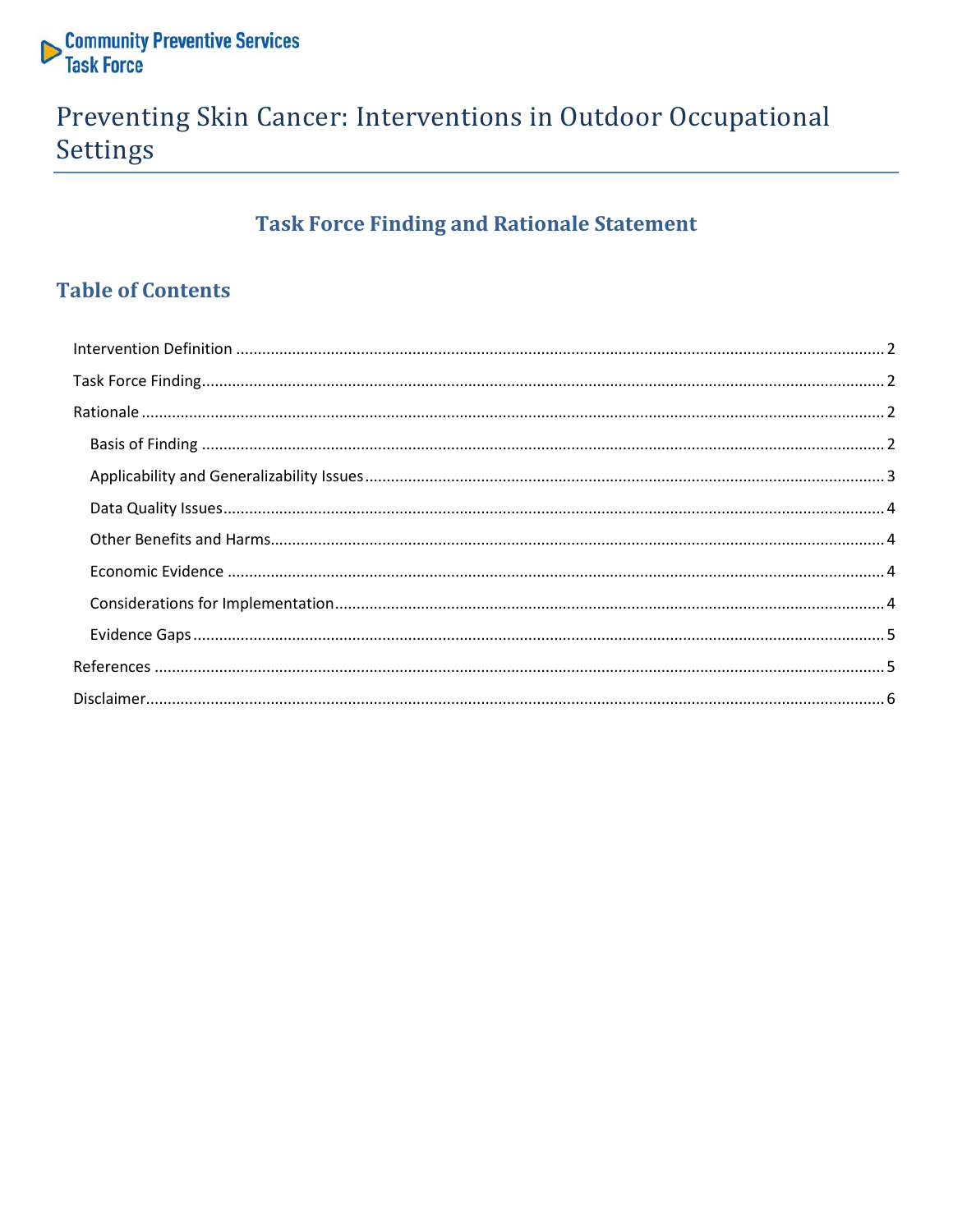Community Preventive Services Task Force

# Preventing Skin Cancer: Interventions in Outdoor Occupational Settings

## Task Force Finding and Rationale Statement

## Table of Contents

- Intervention Definition ........ 2
- Task Force Finding ........ 2
- Rationale ........ 2
  - Basis of Finding ........ 2
  - Applicability and Generalizability Issues ........ 3
  - Data Quality Issues ........ 4
  - Other Benefits and Harms ........ 4
  - Economic Evidence ........ 4
  - Considerations for Implementation ........ 4
  - Evidence Gaps ........ 5
- References ........ 5
- Disclaimer ........ 6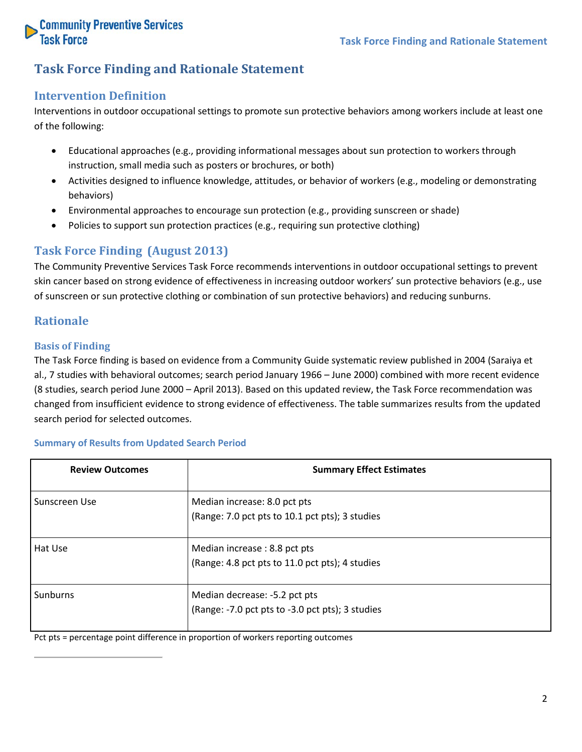# Task Force Finding and Rationale Statement

## Intervention Definition

Interventions in outdoor occupational settings to promote sun protective behaviors among workers include at least one of the following:

- Educational approaches (e.g., providing informational messages about sun protection to workers through instruction, small media such as posters or brochures, or both)
- Activities designed to influence knowledge, attitudes, or behavior of workers (e.g., modeling or demonstrating behaviors)
- Environmental approaches to encourage sun protection (e.g., providing sunscreen or shade)
- Policies to support sun protection practices (e.g., requiring sun protective clothing)

## Task Force Finding (August 2013)

The Community Preventive Services Task Force recommends interventions in outdoor occupational settings to prevent skin cancer based on strong evidence of effectiveness in increasing outdoor workers' sun protective behaviors (e.g., use of sunscreen or sun protective clothing or combination of sun protective behaviors) and reducing sunburns.

## Rationale

### Basis of Finding

The Task Force finding is based on evidence from a Community Guide systematic review published in 2004 (Saraiya et al., 7 studies with behavioral outcomes; search period January 1966 – June 2000) combined with more recent evidence (8 studies, search period June 2000 – April 2013). Based on this updated review, the Task Force recommendation was changed from insufficient evidence to strong evidence of effectiveness. The table summarizes results from the updated search period for selected outcomes.

#### Summary of Results from Updated Search Period

| Review Outcomes | Summary Effect Estimates |
|---|---|
| Sunscreen Use | Median increase: 8.0 pct pts<br>(Range: 7.0 pct pts to 10.1 pct pts); 3 studies |
| Hat Use | Median increase : 8.8 pct pts<br>(Range: 4.8 pct pts to 11.0 pct pts); 4 studies |
| Sunburns | Median decrease: -5.2 pct pts<br>(Range: -7.0 pct pts to -3.0 pct pts); 3 studies |

Pct pts = percentage point difference in proportion of workers reporting outcomes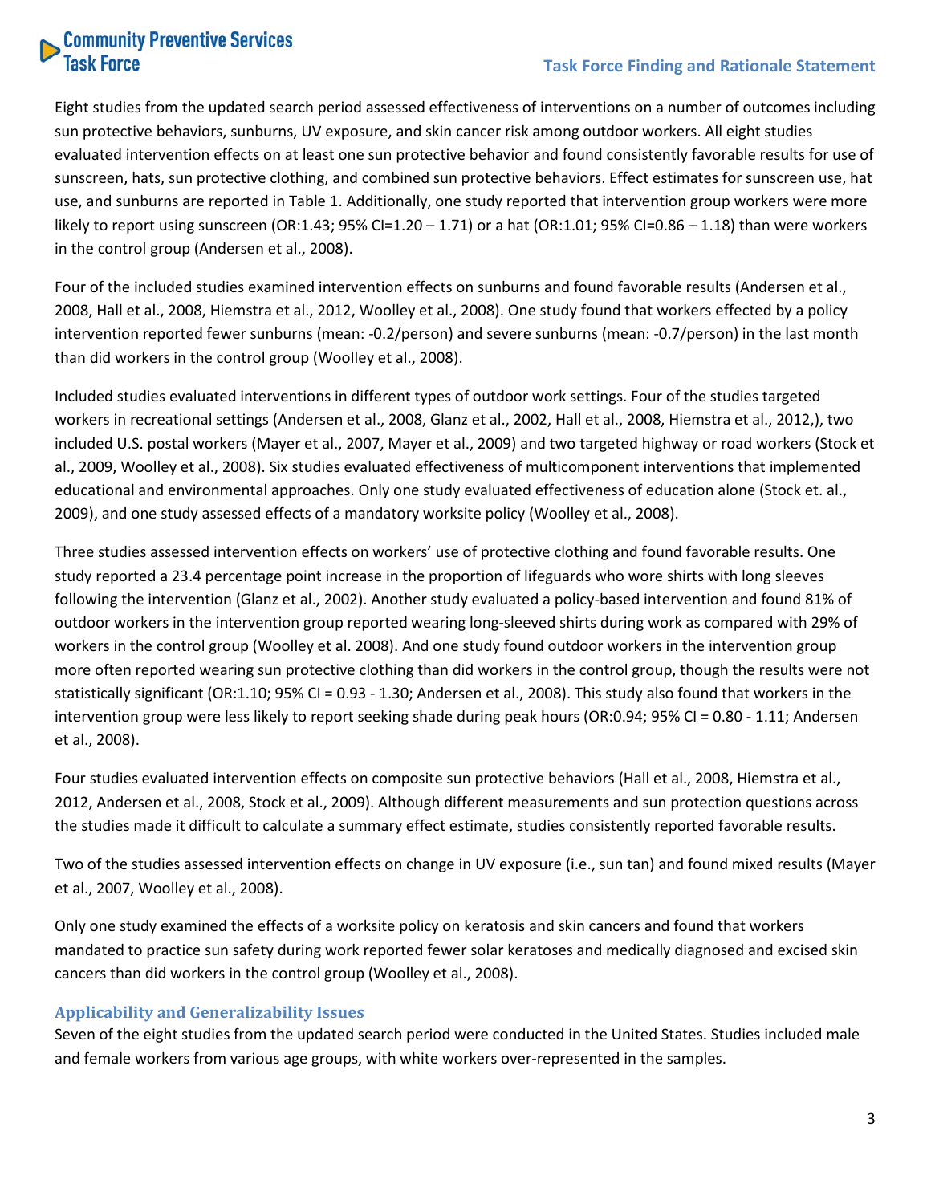Eight studies from the updated search period assessed effectiveness of interventions on a number of outcomes including sun protective behaviors, sunburns, UV exposure, and skin cancer risk among outdoor workers. All eight studies evaluated intervention effects on at least one sun protective behavior and found consistently favorable results for use of sunscreen, hats, sun protective clothing, and combined sun protective behaviors. Effect estimates for sunscreen use, hat use, and sunburns are reported in Table 1. Additionally, one study reported that intervention group workers were more likely to report using sunscreen (OR:1.43; 95% CI=1.20 – 1.71) or a hat (OR:1.01; 95% CI=0.86 – 1.18) than were workers in the control group (Andersen et al., 2008).

Four of the included studies examined intervention effects on sunburns and found favorable results (Andersen et al., 2008, Hall et al., 2008, Hiemstra et al., 2012, Woolley et al., 2008). One study found that workers effected by a policy intervention reported fewer sunburns (mean: -0.2/person) and severe sunburns (mean: -0.7/person) in the last month than did workers in the control group (Woolley et al., 2008).

Included studies evaluated interventions in different types of outdoor work settings. Four of the studies targeted workers in recreational settings (Andersen et al., 2008, Glanz et al., 2002, Hall et al., 2008, Hiemstra et al., 2012,), two included U.S. postal workers (Mayer et al., 2007, Mayer et al., 2009) and two targeted highway or road workers (Stock et al., 2009, Woolley et al., 2008). Six studies evaluated effectiveness of multicomponent interventions that implemented educational and environmental approaches. Only one study evaluated effectiveness of education alone (Stock et. al., 2009), and one study assessed effects of a mandatory worksite policy (Woolley et al., 2008).

Three studies assessed intervention effects on workers' use of protective clothing and found favorable results. One study reported a 23.4 percentage point increase in the proportion of lifeguards who wore shirts with long sleeves following the intervention (Glanz et al., 2002). Another study evaluated a policy-based intervention and found 81% of outdoor workers in the intervention group reported wearing long-sleeved shirts during work as compared with 29% of workers in the control group (Woolley et al. 2008). And one study found outdoor workers in the intervention group more often reported wearing sun protective clothing than did workers in the control group, though the results were not statistically significant (OR:1.10; 95% CI = 0.93 - 1.30; Andersen et al., 2008). This study also found that workers in the intervention group were less likely to report seeking shade during peak hours (OR:0.94; 95% CI = 0.80 - 1.11; Andersen et al., 2008).

Four studies evaluated intervention effects on composite sun protective behaviors (Hall et al., 2008, Hiemstra et al., 2012, Andersen et al., 2008, Stock et al., 2009). Although different measurements and sun protection questions across the studies made it difficult to calculate a summary effect estimate, studies consistently reported favorable results.

Two of the studies assessed intervention effects on change in UV exposure (i.e., sun tan) and found mixed results (Mayer et al., 2007, Woolley et al., 2008).

Only one study examined the effects of a worksite policy on keratosis and skin cancers and found that workers mandated to practice sun safety during work reported fewer solar keratoses and medically diagnosed and excised skin cancers than did workers in the control group (Woolley et al., 2008).

### Applicability and Generalizability Issues

Seven of the eight studies from the updated search period were conducted in the United States. Studies included male and female workers from various age groups, with white workers over-represented in the samples.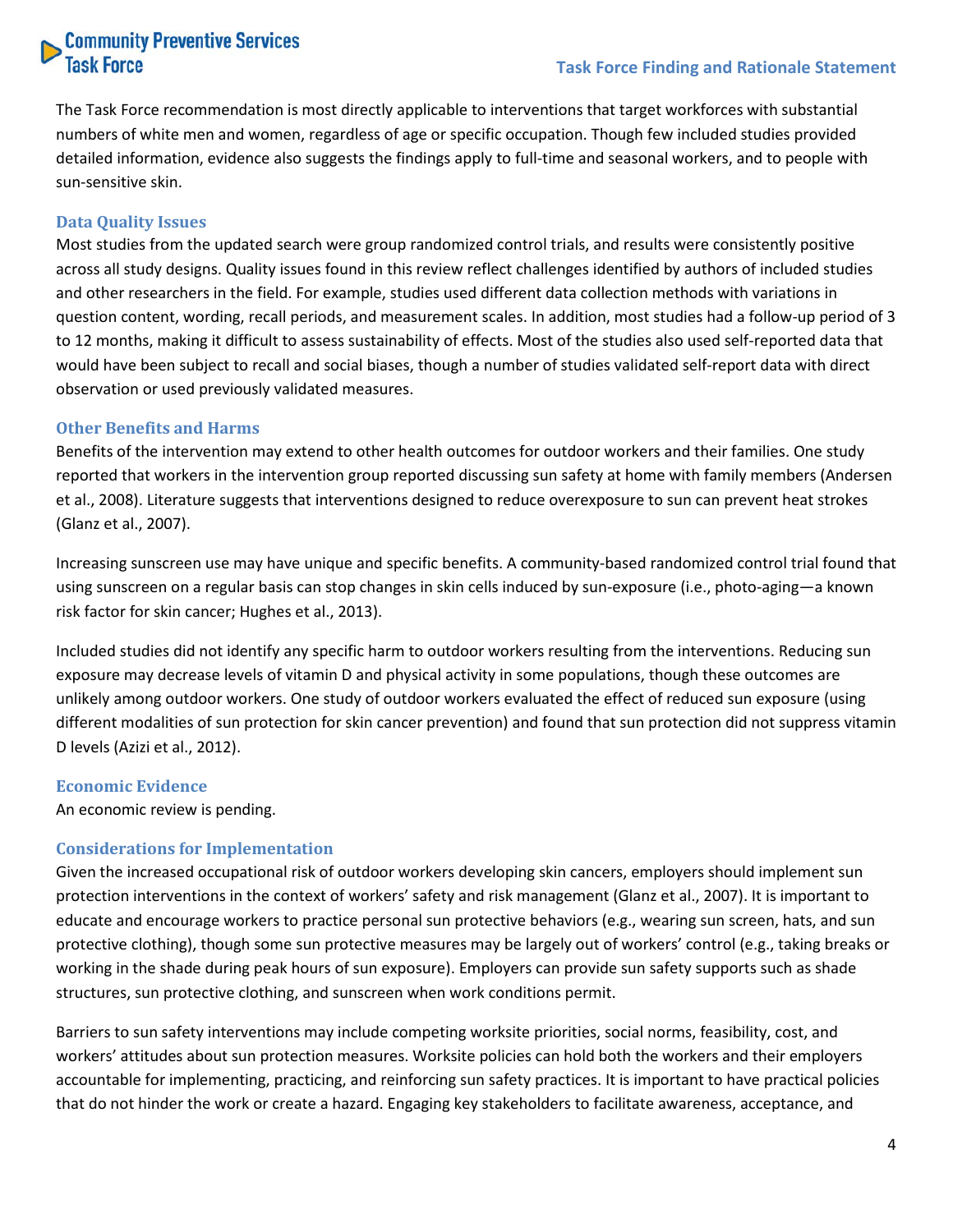The Task Force recommendation is most directly applicable to interventions that target workforces with substantial numbers of white men and women, regardless of age or specific occupation. Though few included studies provided detailed information, evidence also suggests the findings apply to full-time and seasonal workers, and to people with sun-sensitive skin.

### Data Quality Issues

Most studies from the updated search were group randomized control trials, and results were consistently positive across all study designs. Quality issues found in this review reflect challenges identified by authors of included studies and other researchers in the field. For example, studies used different data collection methods with variations in question content, wording, recall periods, and measurement scales. In addition, most studies had a follow-up period of 3 to 12 months, making it difficult to assess sustainability of effects. Most of the studies also used self-reported data that would have been subject to recall and social biases, though a number of studies validated self-report data with direct observation or used previously validated measures.

### Other Benefits and Harms

Benefits of the intervention may extend to other health outcomes for outdoor workers and their families. One study reported that workers in the intervention group reported discussing sun safety at home with family members (Andersen et al., 2008). Literature suggests that interventions designed to reduce overexposure to sun can prevent heat strokes (Glanz et al., 2007).

Increasing sunscreen use may have unique and specific benefits. A community-based randomized control trial found that using sunscreen on a regular basis can stop changes in skin cells induced by sun-exposure (i.e., photo-aging—a known risk factor for skin cancer; Hughes et al., 2013).

Included studies did not identify any specific harm to outdoor workers resulting from the interventions. Reducing sun exposure may decrease levels of vitamin D and physical activity in some populations, though these outcomes are unlikely among outdoor workers. One study of outdoor workers evaluated the effect of reduced sun exposure (using different modalities of sun protection for skin cancer prevention) and found that sun protection did not suppress vitamin D levels (Azizi et al., 2012).

### Economic Evidence

An economic review is pending.

### Considerations for Implementation

Given the increased occupational risk of outdoor workers developing skin cancers, employers should implement sun protection interventions in the context of workers' safety and risk management (Glanz et al., 2007). It is important to educate and encourage workers to practice personal sun protective behaviors (e.g., wearing sun screen, hats, and sun protective clothing), though some sun protective measures may be largely out of workers' control (e.g., taking breaks or working in the shade during peak hours of sun exposure). Employers can provide sun safety supports such as shade structures, sun protective clothing, and sunscreen when work conditions permit.

Barriers to sun safety interventions may include competing worksite priorities, social norms, feasibility, cost, and workers' attitudes about sun protection measures. Worksite policies can hold both the workers and their employers accountable for implementing, practicing, and reinforcing sun safety practices. It is important to have practical policies that do not hinder the work or create a hazard. Engaging key stakeholders to facilitate awareness, acceptance, and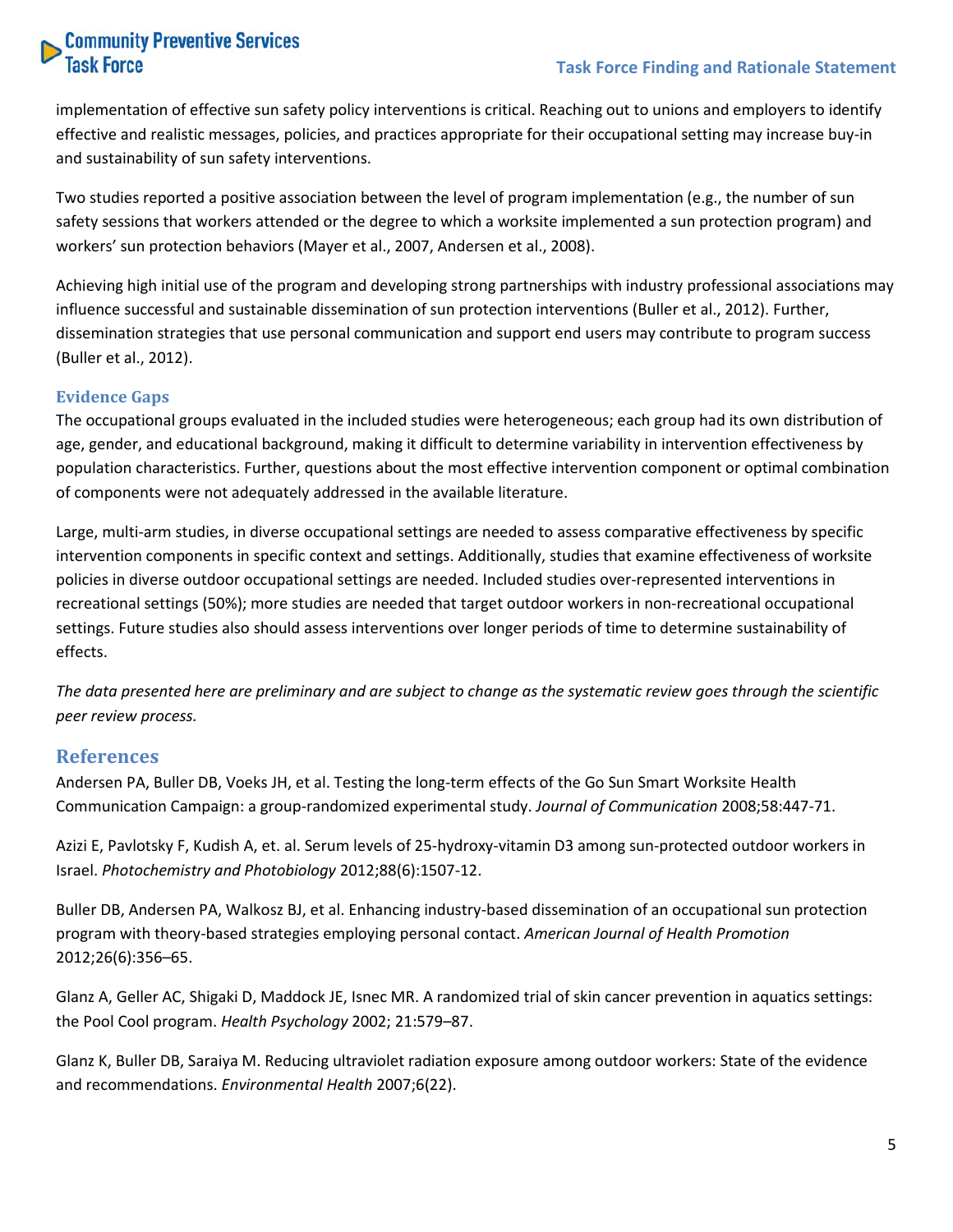implementation of effective sun safety policy interventions is critical. Reaching out to unions and employers to identify effective and realistic messages, policies, and practices appropriate for their occupational setting may increase buy-in and sustainability of sun safety interventions.

Two studies reported a positive association between the level of program implementation (e.g., the number of sun safety sessions that workers attended or the degree to which a worksite implemented a sun protection program) and workers' sun protection behaviors (Mayer et al., 2007, Andersen et al., 2008).

Achieving high initial use of the program and developing strong partnerships with industry professional associations may influence successful and sustainable dissemination of sun protection interventions (Buller et al., 2012). Further, dissemination strategies that use personal communication and support end users may contribute to program success (Buller et al., 2012).

### Evidence Gaps

The occupational groups evaluated in the included studies were heterogeneous; each group had its own distribution of age, gender, and educational background, making it difficult to determine variability in intervention effectiveness by population characteristics. Further, questions about the most effective intervention component or optimal combination of components were not adequately addressed in the available literature.

Large, multi-arm studies, in diverse occupational settings are needed to assess comparative effectiveness by specific intervention components in specific context and settings. Additionally, studies that examine effectiveness of worksite policies in diverse outdoor occupational settings are needed. Included studies over-represented interventions in recreational settings (50%); more studies are needed that target outdoor workers in non-recreational occupational settings. Future studies also should assess interventions over longer periods of time to determine sustainability of effects.

*The data presented here are preliminary and are subject to change as the systematic review goes through the scientific peer review process.*

## References

Andersen PA, Buller DB, Voeks JH, et al. Testing the long-term effects of the Go Sun Smart Worksite Health Communication Campaign: a group-randomized experimental study. *Journal of Communication* 2008;58:447-71.

Azizi E, Pavlotsky F, Kudish A, et. al. Serum levels of 25-hydroxy-vitamin D3 among sun-protected outdoor workers in Israel. *Photochemistry and Photobiology* 2012;88(6):1507-12.

Buller DB, Andersen PA, Walkosz BJ, et al. Enhancing industry-based dissemination of an occupational sun protection program with theory-based strategies employing personal contact. *American Journal of Health Promotion* 2012;26(6):356–65.

Glanz A, Geller AC, Shigaki D, Maddock JE, Isnec MR. A randomized trial of skin cancer prevention in aquatics settings: the Pool Cool program. *Health Psychology* 2002; 21:579–87.

Glanz K, Buller DB, Saraiya M. Reducing ultraviolet radiation exposure among outdoor workers: State of the evidence and recommendations. *Environmental Health* 2007;6(22).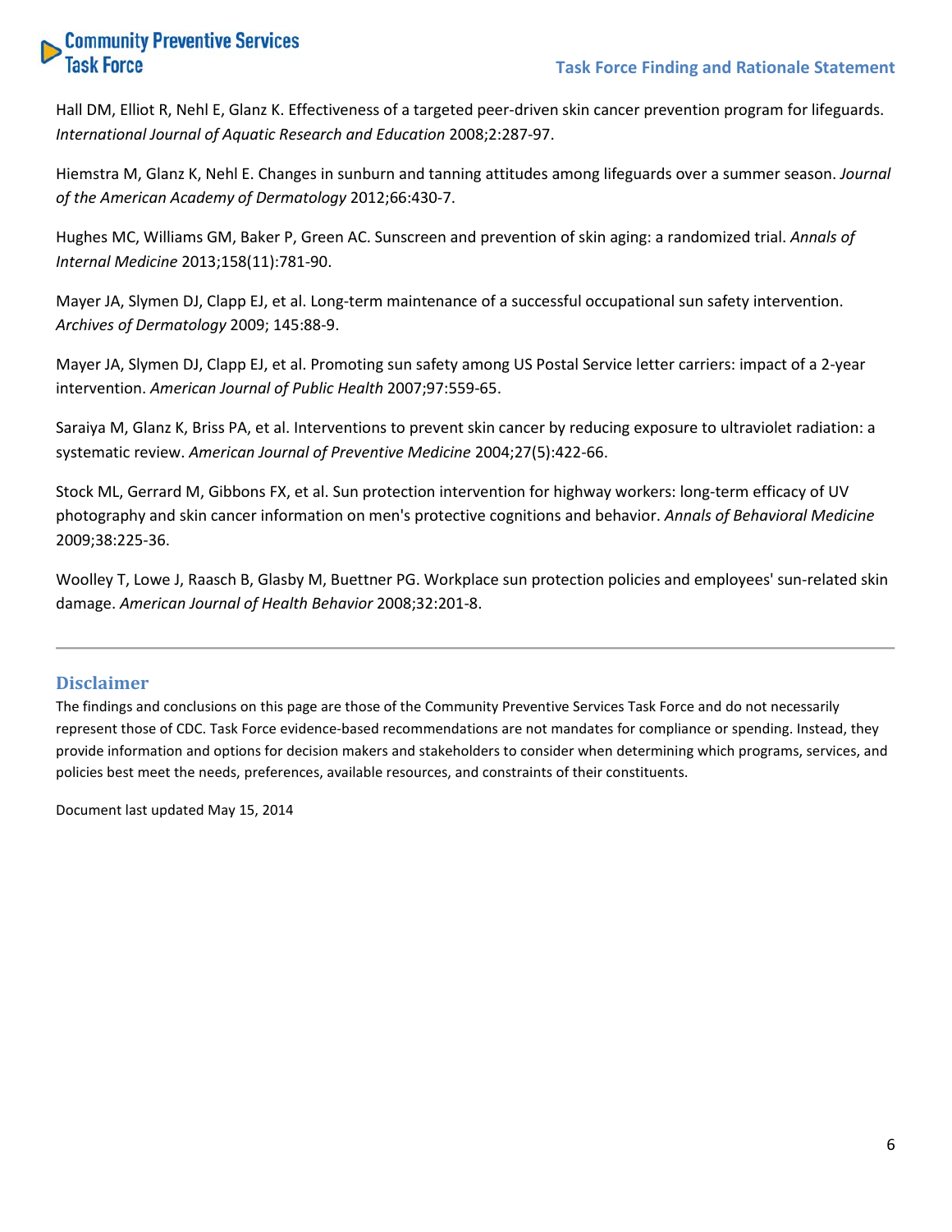Hall DM, Elliot R, Nehl E, Glanz K. Effectiveness of a targeted peer-driven skin cancer prevention program for lifeguards. *International Journal of Aquatic Research and Education* 2008;2:287-97.

Hiemstra M, Glanz K, Nehl E. Changes in sunburn and tanning attitudes among lifeguards over a summer season. *Journal of the American Academy of Dermatology* 2012;66:430-7.

Hughes MC, Williams GM, Baker P, Green AC. Sunscreen and prevention of skin aging: a randomized trial. *Annals of Internal Medicine* 2013;158(11):781-90.

Mayer JA, Slymen DJ, Clapp EJ, et al. Long-term maintenance of a successful occupational sun safety intervention. *Archives of Dermatology* 2009; 145:88-9.

Mayer JA, Slymen DJ, Clapp EJ, et al. Promoting sun safety among US Postal Service letter carriers: impact of a 2-year intervention. *American Journal of Public Health* 2007;97:559-65.

Saraiya M, Glanz K, Briss PA, et al. Interventions to prevent skin cancer by reducing exposure to ultraviolet radiation: a systematic review. *American Journal of Preventive Medicine* 2004;27(5):422-66.

Stock ML, Gerrard M, Gibbons FX, et al. Sun protection intervention for highway workers: long-term efficacy of UV photography and skin cancer information on men's protective cognitions and behavior. *Annals of Behavioral Medicine* 2009;38:225-36.

Woolley T, Lowe J, Raasch B, Glasby M, Buettner PG. Workplace sun protection policies and employees' sun-related skin damage. *American Journal of Health Behavior* 2008;32:201-8.

---

## Disclaimer

The findings and conclusions on this page are those of the Community Preventive Services Task Force and do not necessarily represent those of CDC. Task Force evidence-based recommendations are not mandates for compliance or spending. Instead, they provide information and options for decision makers and stakeholders to consider when determining which programs, services, and policies best meet the needs, preferences, available resources, and constraints of their constituents.

Document last updated May 15, 2014